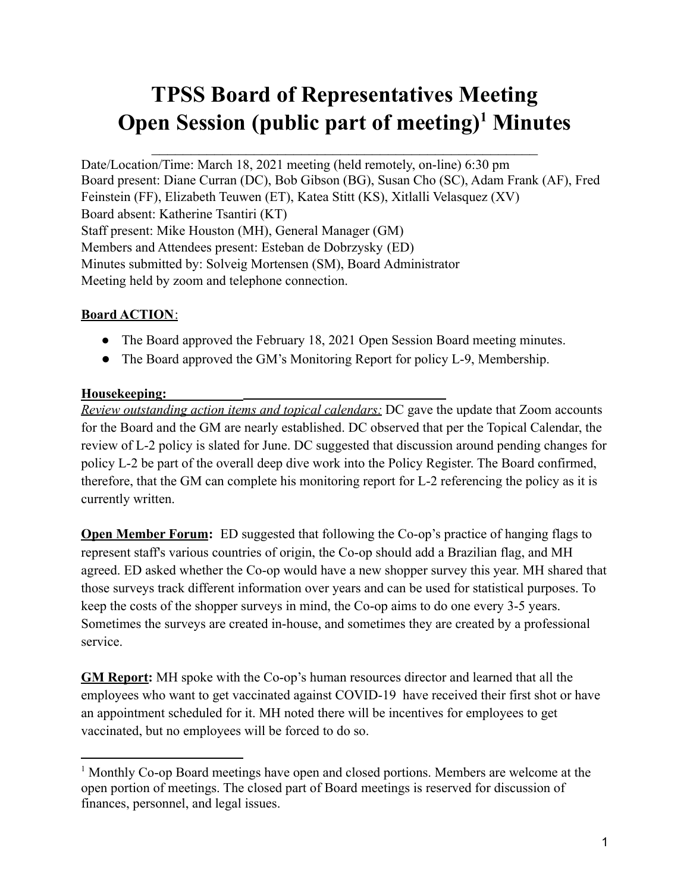# TPSS Board of Representatives Meeting Open Session (public part of meeting)[1] Minutes

Date/Location/Time: March 18, 2021 meeting (held remotely, on-line) 6:30 pm
Board present: Diane Curran (DC), Bob Gibson (BG), Susan Cho (SC), Adam Frank (AF), Fred Feinstein (FF), Elizabeth Teuwen (ET), Katea Stitt (KS), Xitlalli Velasquez (XV)
Board absent: Katherine Tsantiri (KT)
Staff present: Mike Houston (MH), General Manager (GM)
Members and Attendees present: Esteban de Dobrzysky (ED)
Minutes submitted by: Solveig Mortensen (SM), Board Administrator
Meeting held by zoom and telephone connection.

**Board ACTION**:

- The Board approved the February 18, 2021 Open Session Board meeting minutes.
- The Board approved the GM's Monitoring Report for policy L-9, Membership.

**Housekeeping:**

*Review outstanding action items and topical calendars:* DC gave the update that Zoom accounts for the Board and the GM are nearly established. DC observed that per the Topical Calendar, the review of L-2 policy is slated for June. DC suggested that discussion around pending changes for policy L-2 be part of the overall deep dive work into the Policy Register. The Board confirmed, therefore, that the GM can complete his monitoring report for L-2 referencing the policy as it is currently written.

**Open Member Forum:** ED suggested that following the Co-op's practice of hanging flags to represent staff's various countries of origin, the Co-op should add a Brazilian flag, and MH agreed. ED asked whether the Co-op would have a new shopper survey this year. MH shared that those surveys track different information over years and can be used for statistical purposes. To keep the costs of the shopper surveys in mind, the Co-op aims to do one every 3-5 years. Sometimes the surveys are created in-house, and sometimes they are created by a professional service.

**GM Report:** MH spoke with the Co-op's human resources director and learned that all the employees who want to get vaccinated against COVID-19 have received their first shot or have an appointment scheduled for it. MH noted there will be incentives for employees to get vaccinated, but no employees will be forced to do so.

[1] Monthly Co-op Board meetings have open and closed portions. Members are welcome at the open portion of meetings. The closed part of Board meetings is reserved for discussion of finances, personnel, and legal issues.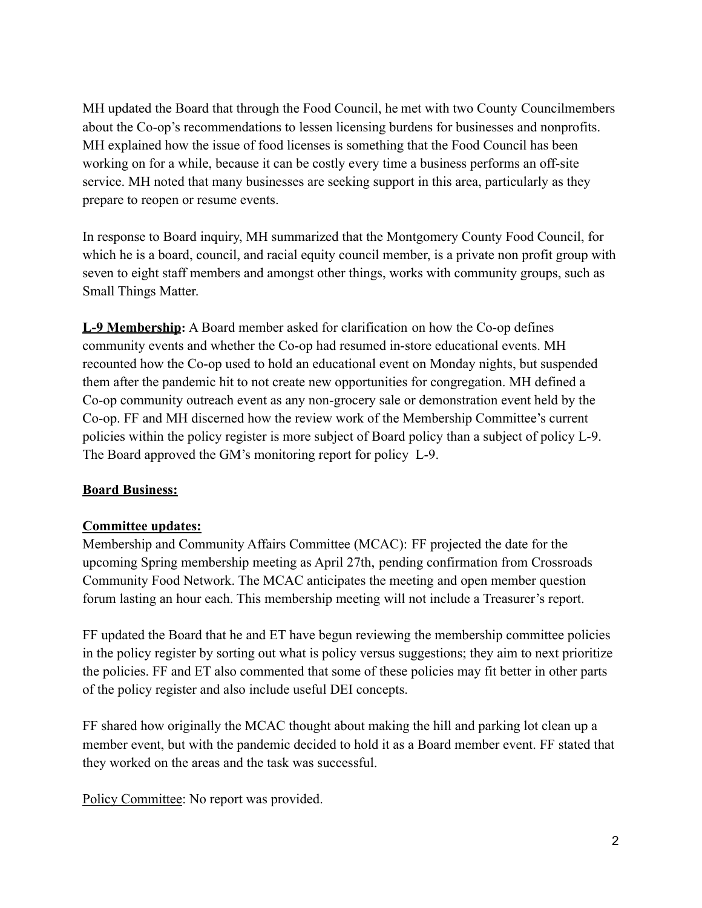MH updated the Board that through the Food Council, he met with two County Councilmembers about the Co-op's recommendations to lessen licensing burdens for businesses and nonprofits. MH explained how the issue of food licenses is something that the Food Council has been working on for a while, because it can be costly every time a business performs an off-site service. MH noted that many businesses are seeking support in this area, particularly as they prepare to reopen or resume events.

In response to Board inquiry, MH summarized that the Montgomery County Food Council, for which he is a board, council, and racial equity council member, is a private non profit group with seven to eight staff members and amongst other things, works with community groups, such as Small Things Matter.

**L-9 Membership:** A Board member asked for clarification on how the Co-op defines community events and whether the Co-op had resumed in-store educational events. MH recounted how the Co-op used to hold an educational event on Monday nights, but suspended them after the pandemic hit to not create new opportunities for congregation. MH defined a Co-op community outreach event as any non-grocery sale or demonstration event held by the Co-op. FF and MH discerned how the review work of the Membership Committee's current policies within the policy register is more subject of Board policy than a subject of policy L-9. The Board approved the GM's monitoring report for policy L-9.

**Board Business:**

**Committee updates:**

Membership and Community Affairs Committee (MCAC): FF projected the date for the upcoming Spring membership meeting as April 27th, pending confirmation from Crossroads Community Food Network. The MCAC anticipates the meeting and open member question forum lasting an hour each. This membership meeting will not include a Treasurer's report.

FF updated the Board that he and ET have begun reviewing the membership committee policies in the policy register by sorting out what is policy versus suggestions; they aim to next prioritize the policies. FF and ET also commented that some of these policies may fit better in other parts of the policy register and also include useful DEI concepts.

FF shared how originally the MCAC thought about making the hill and parking lot clean up a member event, but with the pandemic decided to hold it as a Board member event. FF stated that they worked on the areas and the task was successful.

Policy Committee: No report was provided.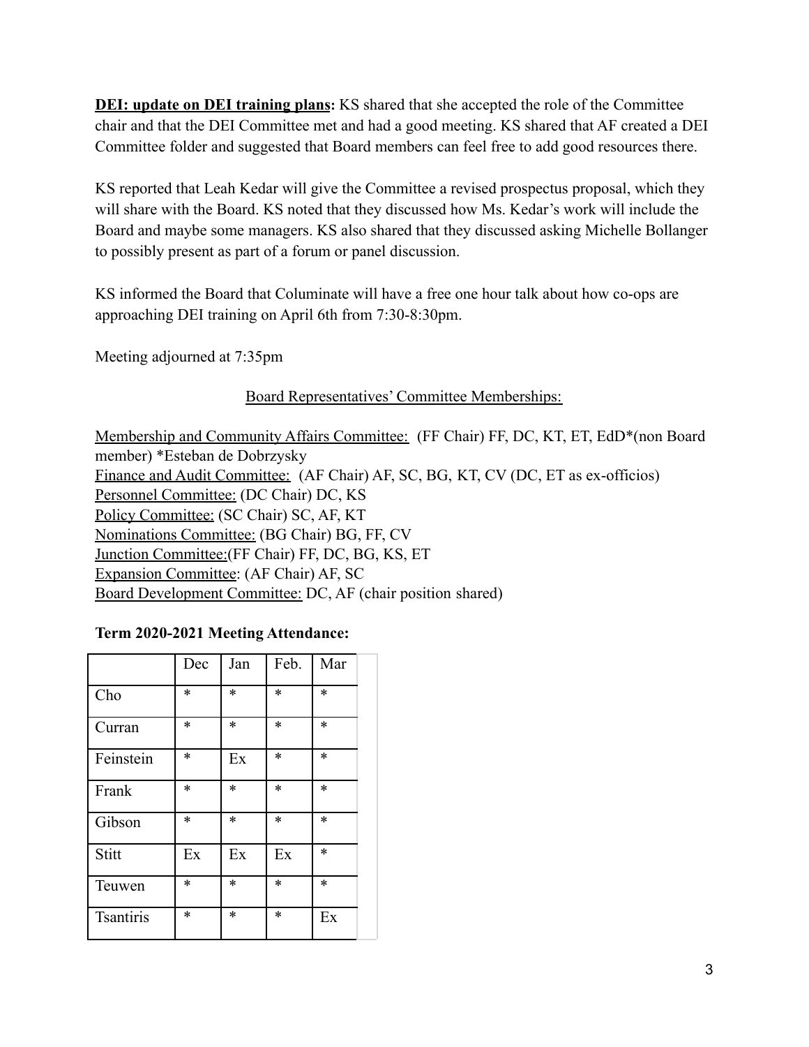**<u>DEI: update on DEI training plans</u>:** KS shared that she accepted the role of the Committee chair and that the DEI Committee met and had a good meeting. KS shared that AF created a DEI Committee folder and suggested that Board members can feel free to add good resources there.

KS reported that Leah Kedar will give the Committee a revised prospectus proposal, which they will share with the Board. KS noted that they discussed how Ms. Kedar's work will include the Board and maybe some managers. KS also shared that they discussed asking Michelle Bollanger to possibly present as part of a forum or panel discussion.

KS informed the Board that Columinate will have a free one hour talk about how co-ops are approaching DEI training on April 6th from 7:30-8:30pm.

Meeting adjourned at 7:35pm

<u>Board Representatives' Committee Memberships:</u>

<u>Membership and Community Affairs Committee:</u> (FF Chair) FF, DC, KT, ET, EdD*(non Board member) *Esteban de Dobrzysky
<u>Finance and Audit Committee:</u> (AF Chair) AF, SC, BG, KT, CV (DC, ET as ex-officios)
<u>Personnel Committee:</u> (DC Chair) DC, KS
<u>Policy Committee:</u> (SC Chair) SC, AF, KT
<u>Nominations Committee:</u> (BG Chair) BG, FF, CV
<u>Junction Committee:</u>(FF Chair) FF, DC, BG, KS, ET
<u>Expansion Committee</u>: (AF Chair) AF, SC
<u>Board Development Committee:</u> DC, AF (chair position shared)

**Term 2020-2021 Meeting Attendance:**

| | Dec | Jan | Feb. | Mar |
|---|---|---|---|---|
| Cho | * | * | * | * |
| Curran | * | * | * | * |
| Feinstein | * | Ex | * | * |
| Frank | * | * | * | * |
| Gibson | * | * | * | * |
| Stitt | Ex | Ex | Ex | * |
| Teuwen | * | * | * | * |
| Tsantiris | * | * | * | Ex |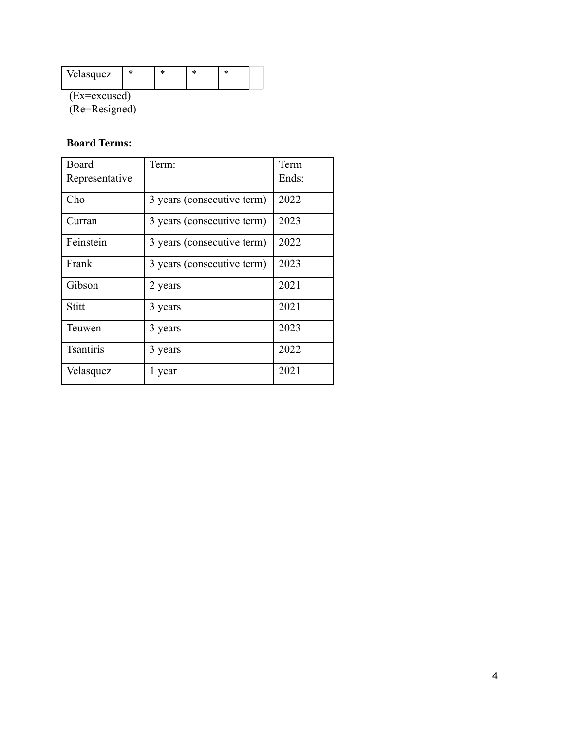| | | | | | |
|---|---|---|---|---|---|
| Velasquez | * | * | * | * | |

(Ex=excused)
(Re=Resigned)

**Board Terms:**

| Board Representative | Term: | Term Ends: |
|---|---|---|
| Cho | 3 years (consecutive term) | 2022 |
| Curran | 3 years (consecutive term) | 2023 |
| Feinstein | 3 years (consecutive term) | 2022 |
| Frank | 3 years (consecutive term) | 2023 |
| Gibson | 2 years | 2021 |
| Stitt | 3 years | 2021 |
| Teuwen | 3 years | 2023 |
| Tsantiris | 3 years | 2022 |
| Velasquez | 1 year | 2021 |